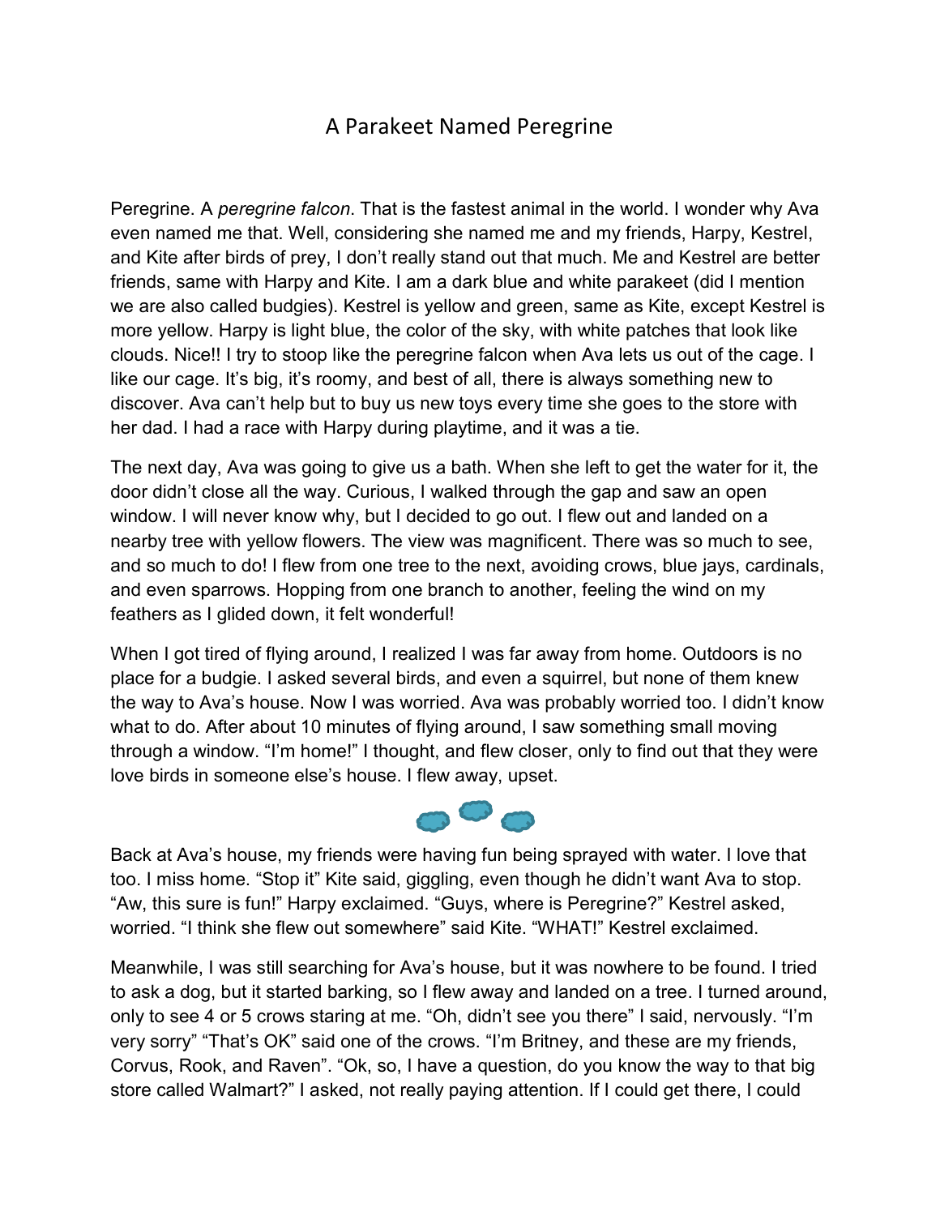# A Parakeet Named Peregrine

Peregrine. A *peregrine falcon*. That is the fastest animal in the world. I wonder why Ava even named me that. Well, considering she named me and my friends, Harpy, Kestrel, and Kite after birds of prey, I don't really stand out that much. Me and Kestrel are better friends, same with Harpy and Kite. I am a dark blue and white parakeet (did I mention we are also called budgies). Kestrel is yellow and green, same as Kite, except Kestrel is more yellow. Harpy is light blue, the color of the sky, with white patches that look like clouds. Nice!! I try to stoop like the peregrine falcon when Ava lets us out of the cage. I like our cage. It's big, it's roomy, and best of all, there is always something new to discover. Ava can't help but to buy us new toys every time she goes to the store with her dad. I had a race with Harpy during playtime, and it was a tie.

The next day, Ava was going to give us a bath. When she left to get the water for it, the door didn't close all the way. Curious, I walked through the gap and saw an open window. I will never know why, but I decided to go out. I flew out and landed on a nearby tree with yellow flowers. The view was magnificent. There was so much to see, and so much to do! I flew from one tree to the next, avoiding crows, blue jays, cardinals, and even sparrows. Hopping from one branch to another, feeling the wind on my feathers as I glided down, it felt wonderful!

When I got tired of flying around, I realized I was far away from home. Outdoors is no place for a budgie. I asked several birds, and even a squirrel, but none of them knew the way to Ava's house. Now I was worried. Ava was probably worried too. I didn't know what to do. After about 10 minutes of flying around, I saw something small moving through a window. "I'm home!" I thought, and flew closer, only to find out that they were love birds in someone else's house. I flew away, upset.

Back at Ava's house, my friends were having fun being sprayed with water. I love that too. I miss home. "Stop it" Kite said, giggling, even though he didn't want Ava to stop. "Aw, this sure is fun!" Harpy exclaimed. "Guys, where is Peregrine?" Kestrel asked, worried. "I think she flew out somewhere" said Kite. "WHAT!" Kestrel exclaimed.

Meanwhile, I was still searching for Ava's house, but it was nowhere to be found. I tried to ask a dog, but it started barking, so I flew away and landed on a tree. I turned around, only to see 4 or 5 crows staring at me. "Oh, didn't see you there" I said, nervously. "I'm very sorry" "That's OK" said one of the crows. "I'm Britney, and these are my friends, Corvus, Rook, and Raven". "Ok, so, I have a question, do you know the way to that big store called Walmart?" I asked, not really paying attention. If I could get there, I could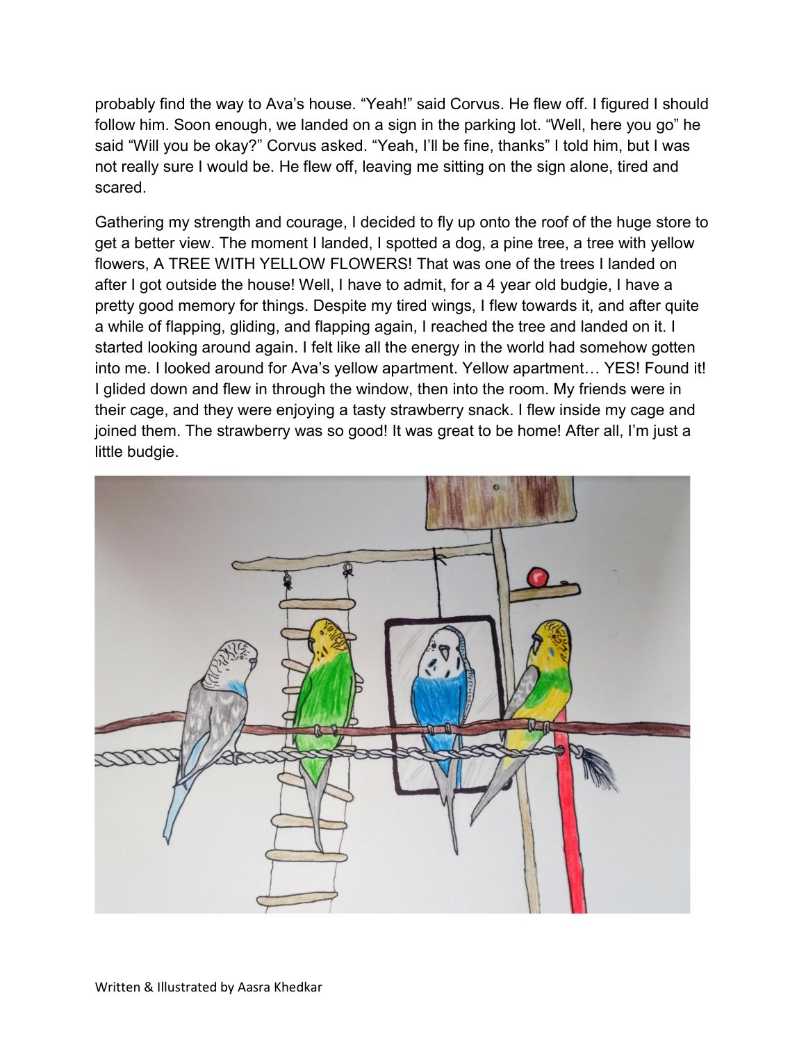probably find the way to Ava's house. "Yeah!" said Corvus. He flew off. I figured I should follow him. Soon enough, we landed on a sign in the parking lot. "Well, here you go" he said "Will you be okay?" Corvus asked. "Yeah, I'll be fine, thanks" I told him, but I was not really sure I would be. He flew off, leaving me sitting on the sign alone, tired and scared.

Gathering my strength and courage, I decided to fly up onto the roof of the huge store to get a better view. The moment I landed, I spotted a dog, a pine tree, a tree with yellow flowers, A TREE WITH YELLOW FLOWERS! That was one of the trees I landed on after I got outside the house! Well, I have to admit, for a 4 year old budgie, I have a pretty good memory for things. Despite my tired wings, I flew towards it, and after quite a while of flapping, gliding, and flapping again, I reached the tree and landed on it. I started looking around again. I felt like all the energy in the world had somehow gotten into me. I looked around for Ava's yellow apartment. Yellow apartment… YES! Found it! I glided down and flew in through the window, then into the room. My friends were in their cage, and they were enjoying a tasty strawberry snack. I flew inside my cage and joined them. The strawberry was so good! It was great to be home! After all, I'm just a little budgie.

Written & Illustrated by Aasra Khedkar